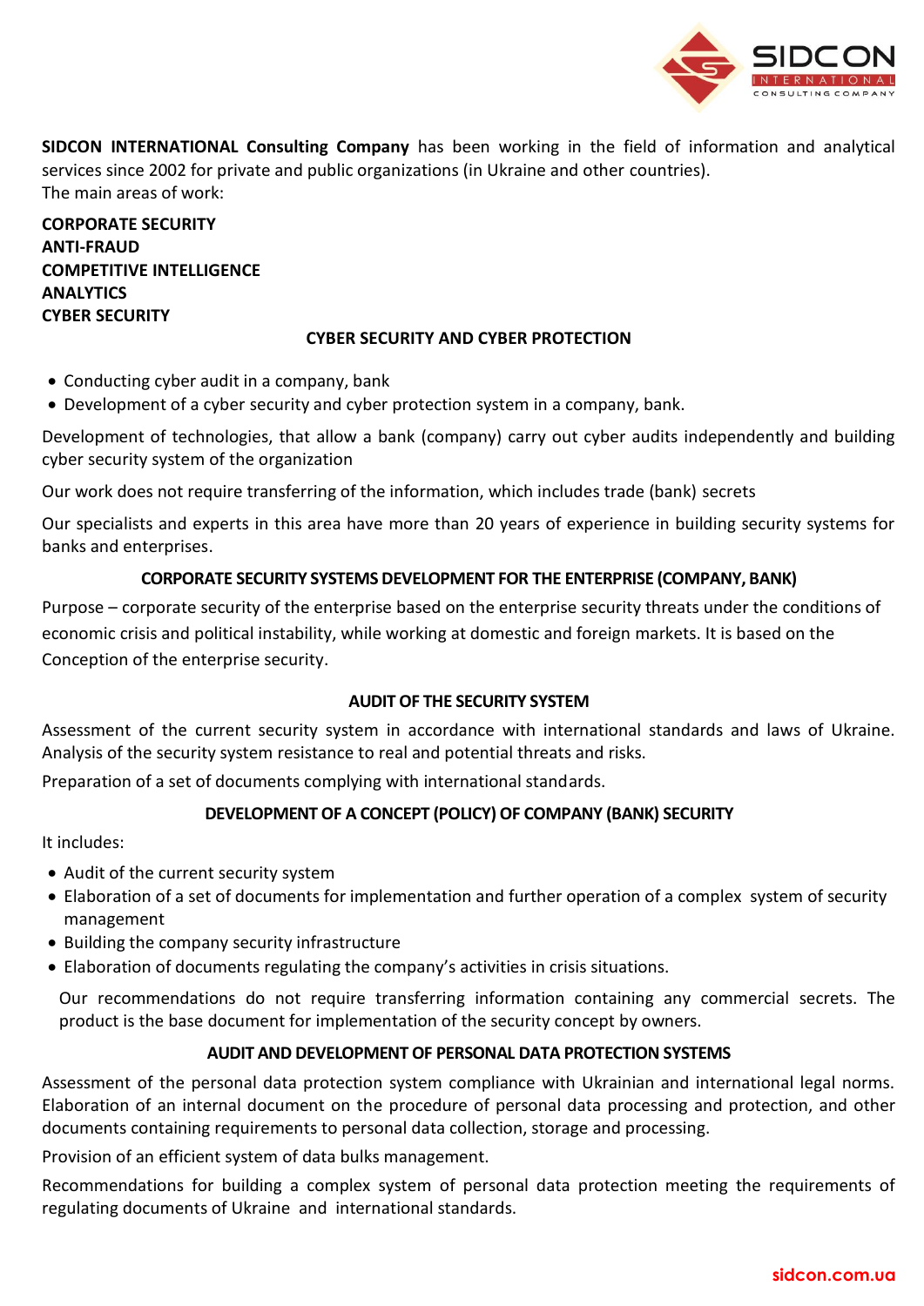**SIDCON INTERNATIONAL Consulting Company** has been working in the field of information and analytical services since 2002 for private and public organizations (in Ukraine and other countries).
The main areas of work:

**CORPORATE SECURITY**
**ANTI-FRAUD**
**COMPETITIVE INTELLIGENCE**
**ANALYTICS**
**CYBER SECURITY**

## CYBER SECURITY AND CYBER PROTECTION

- Conducting cyber audit in a company, bank
- Development of a cyber security and cyber protection system in a company, bank.

Development of technologies, that allow a bank (company) carry out cyber audits independently and building cyber security system of the organization

Our work does not require transferring of the information, which includes trade (bank) secrets

Our specialists and experts in this area have more than 20 years of experience in building security systems for banks and enterprises.

## CORPORATE SECURITY SYSTEMS DEVELOPMENT FOR THE ENTERPRISE (COMPANY, BANK)

Purpose – corporate security of the enterprise based on the enterprise security threats under the conditions of economic crisis and political instability, while working at domestic and foreign markets. It is based on the Conception of the enterprise security.

## AUDIT OF THE SECURITY SYSTEM

Assessment of the current security system in accordance with international standards and laws of Ukraine. Analysis of the security system resistance to real and potential threats and risks.

Preparation of a set of documents complying with international standards.

## DEVELOPMENT OF A CONCEPT (POLICY) OF COMPANY (BANK) SECURITY

It includes:

- Audit of the current security system
- Elaboration of a set of documents for implementation and further operation of a complex system of security management
- Building the company security infrastructure
- Elaboration of documents regulating the company's activities in crisis situations.

Our recommendations do not require transferring information containing any commercial secrets. The product is the base document for implementation of the security concept by owners.

## AUDIT AND DEVELOPMENT OF PERSONAL DATA PROTECTION SYSTEMS

Assessment of the personal data protection system compliance with Ukrainian and international legal norms. Elaboration of an internal document on the procedure of personal data processing and protection, and other documents containing requirements to personal data collection, storage and processing.

Provision of an efficient system of data bulks management.

Recommendations for building a complex system of personal data protection meeting the requirements of regulating documents of Ukraine and international standards.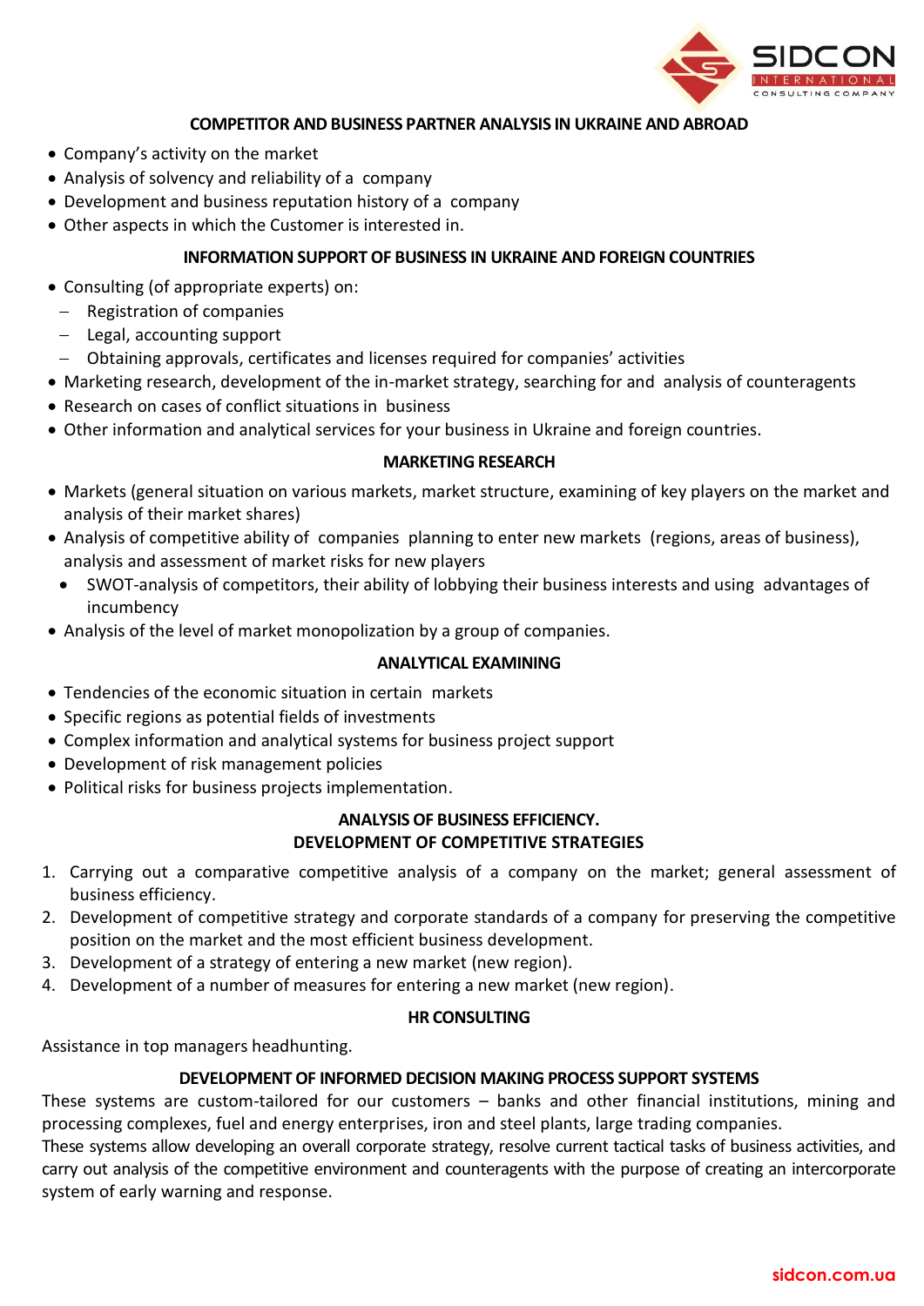## COMPETITOR AND BUSINESS PARTNER ANALYSIS IN UKRAINE AND ABROAD

- Company's activity on the market
- Analysis of solvency and reliability of a company
- Development and business reputation history of a company
- Other aspects in which the Customer is interested in.

## INFORMATION SUPPORT OF BUSINESS IN UKRAINE AND FOREIGN COUNTRIES

- Consulting (of appropriate experts) on:
  - Registration of companies
  - Legal, accounting support
  - Obtaining approvals, certificates and licenses required for companies' activities
- Marketing research, development of the in-market strategy, searching for and analysis of counteragents
- Research on cases of conflict situations in business
- Other information and analytical services for your business in Ukraine and foreign countries.

## MARKETING RESEARCH

- Markets (general situation on various markets, market structure, examining of key players on the market and analysis of their market shares)
- Analysis of competitive ability of companies planning to enter new markets (regions, areas of business), analysis and assessment of market risks for new players
  - SWOT-analysis of competitors, their ability of lobbying their business interests and using advantages of incumbency
- Analysis of the level of market monopolization by a group of companies.

## ANALYTICAL EXAMINING

- Tendencies of the economic situation in certain markets
- Specific regions as potential fields of investments
- Complex information and analytical systems for business project support
- Development of risk management policies
- Political risks for business projects implementation.

## ANALYSIS OF BUSINESS EFFICIENCY. DEVELOPMENT OF COMPETITIVE STRATEGIES

1. Carrying out a comparative competitive analysis of a company on the market; general assessment of business efficiency.
2. Development of competitive strategy and corporate standards of a company for preserving the competitive position on the market and the most efficient business development.
3. Development of a strategy of entering a new market (new region).
4. Development of a number of measures for entering a new market (new region).

## HR CONSULTING

Assistance in top managers headhunting.

## DEVELOPMENT OF INFORMED DECISION MAKING PROCESS SUPPORT SYSTEMS

These systems are custom-tailored for our customers – banks and other financial institutions, mining and processing complexes, fuel and energy enterprises, iron and steel plants, large trading companies.

These systems allow developing an overall corporate strategy, resolve current tactical tasks of business activities, and carry out analysis of the competitive environment and counteragents with the purpose of creating an intercorporate system of early warning and response.